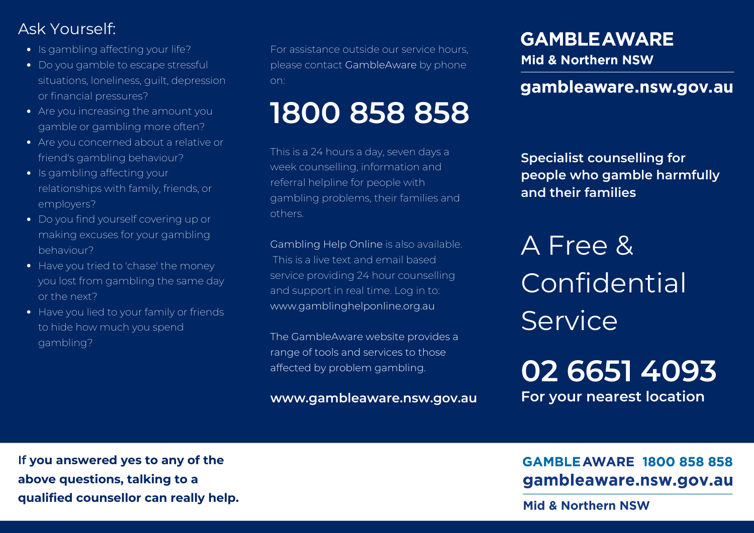## Ask Yourself:

- Is gambling affecting your life?
- Do you gamble to escape stressful situations, loneliness, guilt, depression or financial pressures?
- Are you increasing the amount you gamble or gambling more often?
- Are you concerned about a relative or friend's gambling behaviour?
- Is gambling affecting your relationships with family, friends, or employers?
- Do you find yourself covering up or making excuses for your gambling behaviour?
- Have you tried to 'chase' the money you lost from gambling the same day or the next?
- Have you lied to your family or friends to hide how much you spend gambling?

**If you answered yes to any of the above questions, talking to a qualified counsellor can really help.**

For assistance outside our service hours, please contact GambleAware by phone on:

# 1800 858 858

This is a 24 hours a day, seven days a week counselling, information and referral helpline for people with gambling problems, their families and others.

Gambling Help Online is also available. This is a live text and email based service providing 24 hour counselling and support in real time. Log in to: www.gamblinghelponline.org.au

The GambleAware website provides a range of tools and services to those affected by problem gambling.

**www.gambleaware.nsw.gov.au**

# GAMBLE AWARE

**Mid & Northern NSW**

**gambleaware.nsw.gov.au**

**Specialist counselling for people who gamble harmfully and their families**

# A Free & Confidential Service

# 02 6651 4093

**For your nearest location**

**GAMBLE AWARE 1800 858 858**

**gambleaware.nsw.gov.au**

**Mid & Northern NSW**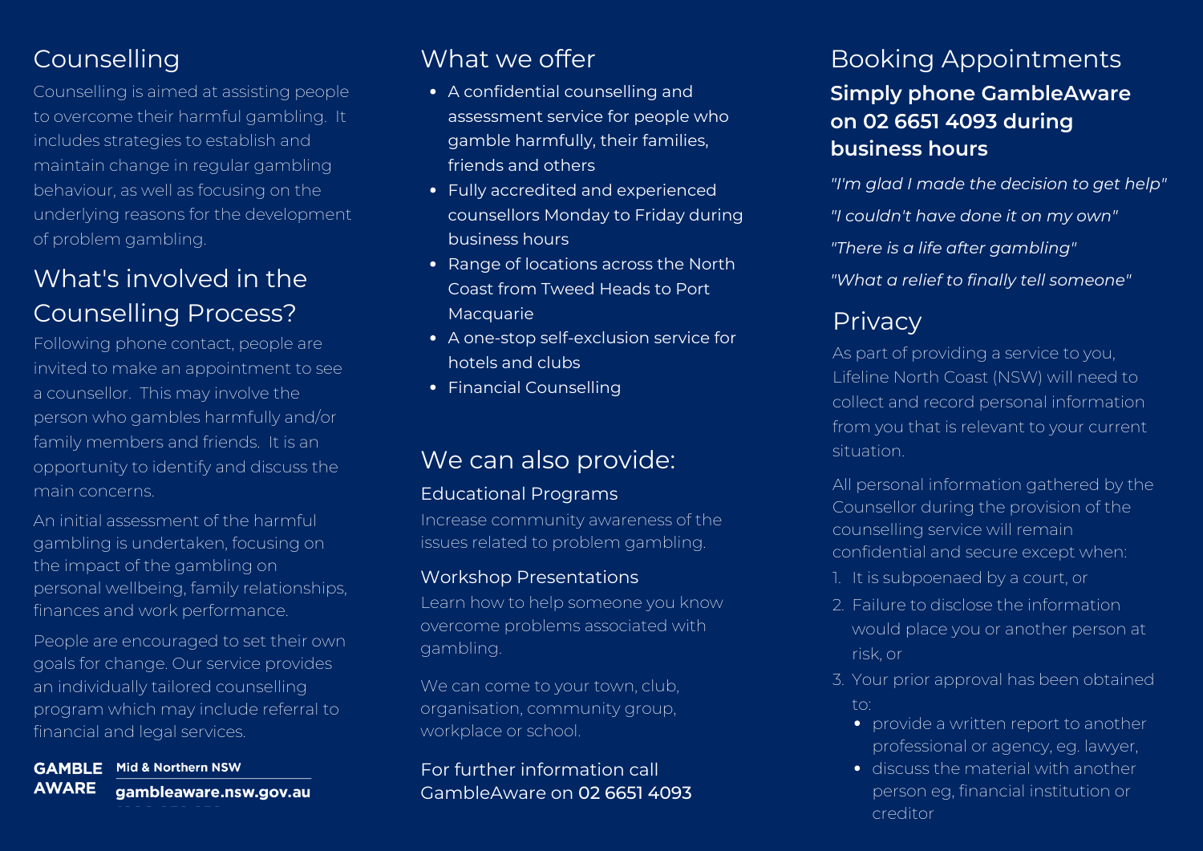## Counselling

Counselling is aimed at assisting people to overcome their harmful gambling. It includes strategies to establish and maintain change in regular gambling behaviour, as well as focusing on the underlying reasons for the development of problem gambling.

## What's involved in the Counselling Process?

Following phone contact, people are invited to make an appointment to see a counsellor. This may involve the person who gambles harmfully and/or family members and friends. It is an opportunity to identify and discuss the main concerns.

An initial assessment of the harmful gambling is undertaken, focusing on the impact of the gambling on personal wellbeing, family relationships, finances and work performance.

People are encouraged to set their own goals for change. Our service provides an individually tailored counselling program which may include referral to financial and legal services.

**GAMBLE AWARE** Mid & Northern NSW
**gambleaware.nsw.gov.au**

## What we offer

- A confidential counselling and assessment service for people who gamble harmfully, their families, friends and others
- Fully accredited and experienced counsellors Monday to Friday during business hours
- Range of locations across the North Coast from Tweed Heads to Port Macquarie
- A one-stop self-exclusion service for hotels and clubs
- Financial Counselling

## We can also provide:

### Educational Programs

Increase community awareness of the issues related to problem gambling.

### Workshop Presentations

Learn how to help someone you know overcome problems associated with gambling.

We can come to your town, club, organisation, community group, workplace or school.

For further information call GambleAware on 02 6651 4093

## Booking Appointments

**Simply phone GambleAware on 02 6651 4093 during business hours**

*"I'm glad I made the decision to get help"*

*"I couldn't have done it on my own"*

*"There is a life after gambling"*

*"What a relief to finally tell someone"*

## Privacy

As part of providing a service to you, Lifeline North Coast (NSW) will need to collect and record personal information from you that is relevant to your current situation.

All personal information gathered by the Counsellor during the provision of the counselling service will remain confidential and secure except when:

1. It is subpoenaed by a court, or
2. Failure to disclose the information would place you or another person at risk, or
3. Your prior approval has been obtained to:
   - provide a written report to another professional or agency, eg. lawyer,
   - discuss the material with another person eg, financial institution or creditor